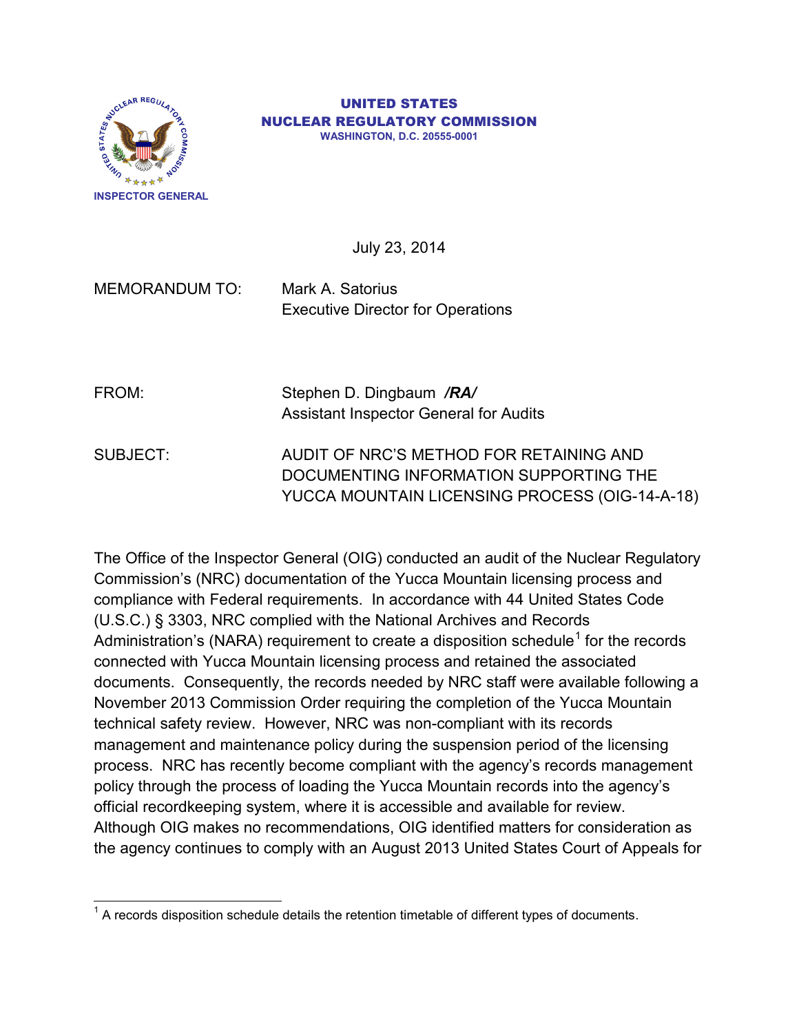UNITED STATES
NUCLEAR REGULATORY COMMISSION
WASHINGTON, D.C. 20555-0001

INSPECTOR GENERAL

July 23, 2014

MEMORANDUM TO: Mark A. Satorius
Executive Director for Operations

FROM: Stephen D. Dingbaum ***/RA/***
Assistant Inspector General for Audits

SUBJECT: AUDIT OF NRC'S METHOD FOR RETAINING AND DOCUMENTING INFORMATION SUPPORTING THE YUCCA MOUNTAIN LICENSING PROCESS (OIG-14-A-18)

The Office of the Inspector General (OIG) conducted an audit of the Nuclear Regulatory Commission's (NRC) documentation of the Yucca Mountain licensing process and compliance with Federal requirements. In accordance with 44 United States Code (U.S.C.) § 3303, NRC complied with the National Archives and Records Administration's (NARA) requirement to create a disposition schedule[1] for the records connected with Yucca Mountain licensing process and retained the associated documents. Consequently, the records needed by NRC staff were available following a November 2013 Commission Order requiring the completion of the Yucca Mountain technical safety review. However, NRC was non-compliant with its records management and maintenance policy during the suspension period of the licensing process. NRC has recently become compliant with the agency's records management policy through the process of loading the Yucca Mountain records into the agency's official recordkeeping system, where it is accessible and available for review. Although OIG makes no recommendations, OIG identified matters for consideration as the agency continues to comply with an August 2013 United States Court of Appeals for

[1] A records disposition schedule details the retention timetable of different types of documents.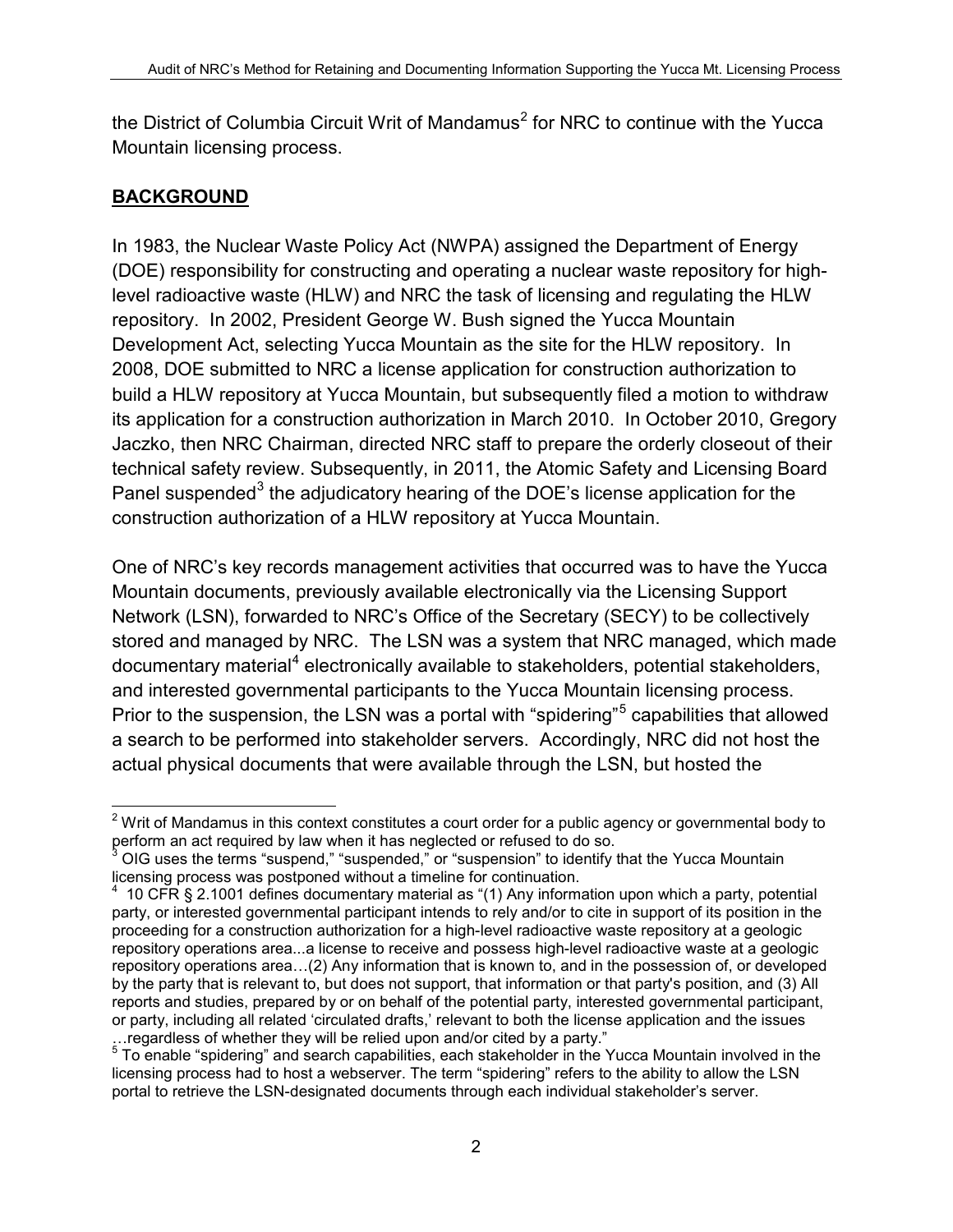the District of Columbia Circuit Writ of Mandamus[2] for NRC to continue with the Yucca Mountain licensing process.

## BACKGROUND

In 1983, the Nuclear Waste Policy Act (NWPA) assigned the Department of Energy (DOE) responsibility for constructing and operating a nuclear waste repository for high-level radioactive waste (HLW) and NRC the task of licensing and regulating the HLW repository. In 2002, President George W. Bush signed the Yucca Mountain Development Act, selecting Yucca Mountain as the site for the HLW repository. In 2008, DOE submitted to NRC a license application for construction authorization to build a HLW repository at Yucca Mountain, but subsequently filed a motion to withdraw its application for a construction authorization in March 2010. In October 2010, Gregory Jaczko, then NRC Chairman, directed NRC staff to prepare the orderly closeout of their technical safety review. Subsequently, in 2011, the Atomic Safety and Licensing Board Panel suspended[3] the adjudicatory hearing of the DOE's license application for the construction authorization of a HLW repository at Yucca Mountain.

One of NRC's key records management activities that occurred was to have the Yucca Mountain documents, previously available electronically via the Licensing Support Network (LSN), forwarded to NRC's Office of the Secretary (SECY) to be collectively stored and managed by NRC. The LSN was a system that NRC managed, which made documentary material[4] electronically available to stakeholders, potential stakeholders, and interested governmental participants to the Yucca Mountain licensing process. Prior to the suspension, the LSN was a portal with "spidering"[5] capabilities that allowed a search to be performed into stakeholder servers. Accordingly, NRC did not host the actual physical documents that were available through the LSN, but hosted the

---

[2] Writ of Mandamus in this context constitutes a court order for a public agency or governmental body to perform an act required by law when it has neglected or refused to do so.

[3] OIG uses the terms "suspend," "suspended," or "suspension" to identify that the Yucca Mountain licensing process was postponed without a timeline for continuation.

[4] 10 CFR § 2.1001 defines documentary material as "(1) Any information upon which a party, potential party, or interested governmental participant intends to rely and/or to cite in support of its position in the proceeding for a construction authorization for a high-level radioactive waste repository at a geologic repository operations area...a license to receive and possess high-level radioactive waste at a geologic repository operations area…(2) Any information that is known to, and in the possession of, or developed by the party that is relevant to, but does not support, that information or that party's position, and (3) All reports and studies, prepared by or on behalf of the potential party, interested governmental participant, or party, including all related 'circulated drafts,' relevant to both the license application and the issues …regardless of whether they will be relied upon and/or cited by a party."

[5] To enable "spidering" and search capabilities, each stakeholder in the Yucca Mountain involved in the licensing process had to host a webserver. The term "spidering" refers to the ability to allow the LSN portal to retrieve the LSN-designated documents through each individual stakeholder's server.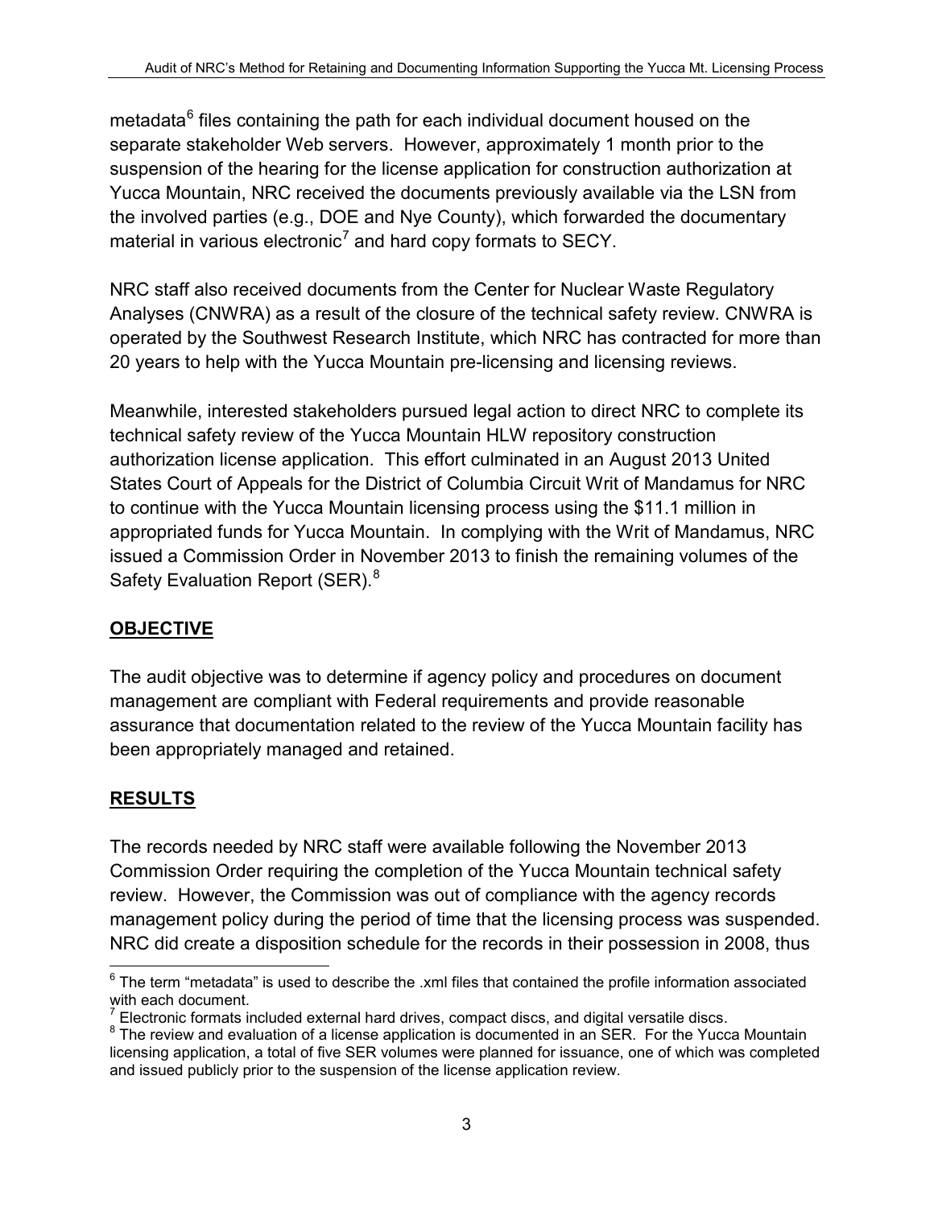metadata[6] files containing the path for each individual document housed on the separate stakeholder Web servers. However, approximately 1 month prior to the suspension of the hearing for the license application for construction authorization at Yucca Mountain, NRC received the documents previously available via the LSN from the involved parties (e.g., DOE and Nye County), which forwarded the documentary material in various electronic[7] and hard copy formats to SECY.

NRC staff also received documents from the Center for Nuclear Waste Regulatory Analyses (CNWRA) as a result of the closure of the technical safety review. CNWRA is operated by the Southwest Research Institute, which NRC has contracted for more than 20 years to help with the Yucca Mountain pre-licensing and licensing reviews.

Meanwhile, interested stakeholders pursued legal action to direct NRC to complete its technical safety review of the Yucca Mountain HLW repository construction authorization license application. This effort culminated in an August 2013 United States Court of Appeals for the District of Columbia Circuit Writ of Mandamus for NRC to continue with the Yucca Mountain licensing process using the $11.1 million in appropriated funds for Yucca Mountain. In complying with the Writ of Mandamus, NRC issued a Commission Order in November 2013 to finish the remaining volumes of the Safety Evaluation Report (SER).[8]

## OBJECTIVE

The audit objective was to determine if agency policy and procedures on document management are compliant with Federal requirements and provide reasonable assurance that documentation related to the review of the Yucca Mountain facility has been appropriately managed and retained.

## RESULTS

The records needed by NRC staff were available following the November 2013 Commission Order requiring the completion of the Yucca Mountain technical safety review. However, the Commission was out of compliance with the agency records management policy during the period of time that the licensing process was suspended. NRC did create a disposition schedule for the records in their possession in 2008, thus

---

[6] The term "metadata" is used to describe the .xml files that contained the profile information associated with each document.

[7] Electronic formats included external hard drives, compact discs, and digital versatile discs.

[8] The review and evaluation of a license application is documented in an SER. For the Yucca Mountain licensing application, a total of five SER volumes were planned for issuance, one of which was completed and issued publicly prior to the suspension of the license application review.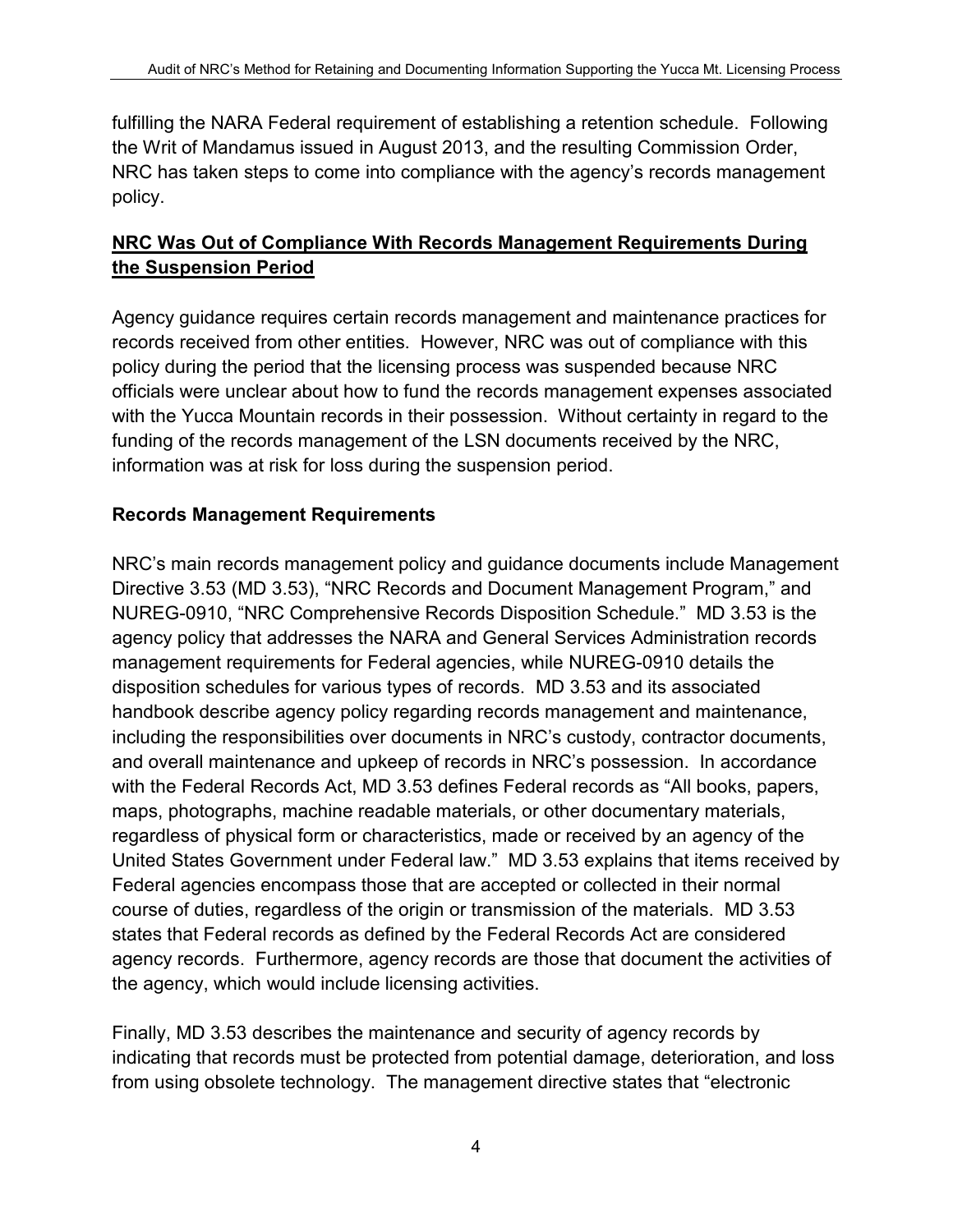fulfilling the NARA Federal requirement of establishing a retention schedule. Following the Writ of Mandamus issued in August 2013, and the resulting Commission Order, NRC has taken steps to come into compliance with the agency's records management policy.

## **NRC Was Out of Compliance With Records Management Requirements During the Suspension Period**

Agency guidance requires certain records management and maintenance practices for records received from other entities. However, NRC was out of compliance with this policy during the period that the licensing process was suspended because NRC officials were unclear about how to fund the records management expenses associated with the Yucca Mountain records in their possession. Without certainty in regard to the funding of the records management of the LSN documents received by the NRC, information was at risk for loss during the suspension period.

### **Records Management Requirements**

NRC's main records management policy and guidance documents include Management Directive 3.53 (MD 3.53), "NRC Records and Document Management Program," and NUREG-0910, "NRC Comprehensive Records Disposition Schedule." MD 3.53 is the agency policy that addresses the NARA and General Services Administration records management requirements for Federal agencies, while NUREG-0910 details the disposition schedules for various types of records. MD 3.53 and its associated handbook describe agency policy regarding records management and maintenance, including the responsibilities over documents in NRC's custody, contractor documents, and overall maintenance and upkeep of records in NRC's possession. In accordance with the Federal Records Act, MD 3.53 defines Federal records as "All books, papers, maps, photographs, machine readable materials, or other documentary materials, regardless of physical form or characteristics, made or received by an agency of the United States Government under Federal law." MD 3.53 explains that items received by Federal agencies encompass those that are accepted or collected in their normal course of duties, regardless of the origin or transmission of the materials. MD 3.53 states that Federal records as defined by the Federal Records Act are considered agency records. Furthermore, agency records are those that document the activities of the agency, which would include licensing activities.

Finally, MD 3.53 describes the maintenance and security of agency records by indicating that records must be protected from potential damage, deterioration, and loss from using obsolete technology. The management directive states that "electronic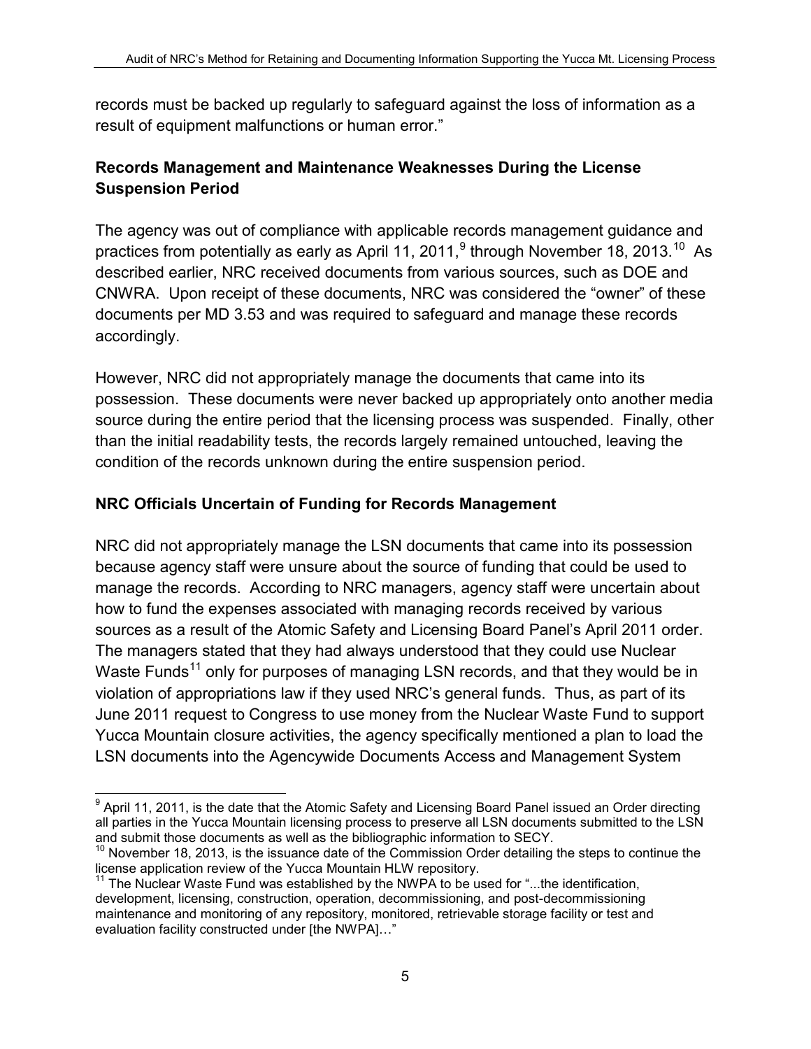records must be backed up regularly to safeguard against the loss of information as a result of equipment malfunctions or human error."

**Records Management and Maintenance Weaknesses During the License Suspension Period**

The agency was out of compliance with applicable records management guidance and practices from potentially as early as April 11, 2011,[9] through November 18, 2013.[10] As described earlier, NRC received documents from various sources, such as DOE and CNWRA. Upon receipt of these documents, NRC was considered the "owner" of these documents per MD 3.53 and was required to safeguard and manage these records accordingly.

However, NRC did not appropriately manage the documents that came into its possession. These documents were never backed up appropriately onto another media source during the entire period that the licensing process was suspended. Finally, other than the initial readability tests, the records largely remained untouched, leaving the condition of the records unknown during the entire suspension period.

**NRC Officials Uncertain of Funding for Records Management**

NRC did not appropriately manage the LSN documents that came into its possession because agency staff were unsure about the source of funding that could be used to manage the records. According to NRC managers, agency staff were uncertain about how to fund the expenses associated with managing records received by various sources as a result of the Atomic Safety and Licensing Board Panel's April 2011 order. The managers stated that they had always understood that they could use Nuclear Waste Funds[11] only for purposes of managing LSN records, and that they would be in violation of appropriations law if they used NRC's general funds. Thus, as part of its June 2011 request to Congress to use money from the Nuclear Waste Fund to support Yucca Mountain closure activities, the agency specifically mentioned a plan to load the LSN documents into the Agencywide Documents Access and Management System

---

[9] April 11, 2011, is the date that the Atomic Safety and Licensing Board Panel issued an Order directing all parties in the Yucca Mountain licensing process to preserve all LSN documents submitted to the LSN and submit those documents as well as the bibliographic information to SECY.

[10] November 18, 2013, is the issuance date of the Commission Order detailing the steps to continue the license application review of the Yucca Mountain HLW repository.

[11] The Nuclear Waste Fund was established by the NWPA to be used for "...the identification, development, licensing, construction, operation, decommissioning, and post-decommissioning maintenance and monitoring of any repository, monitored, retrievable storage facility or test and evaluation facility constructed under [the NWPA]…"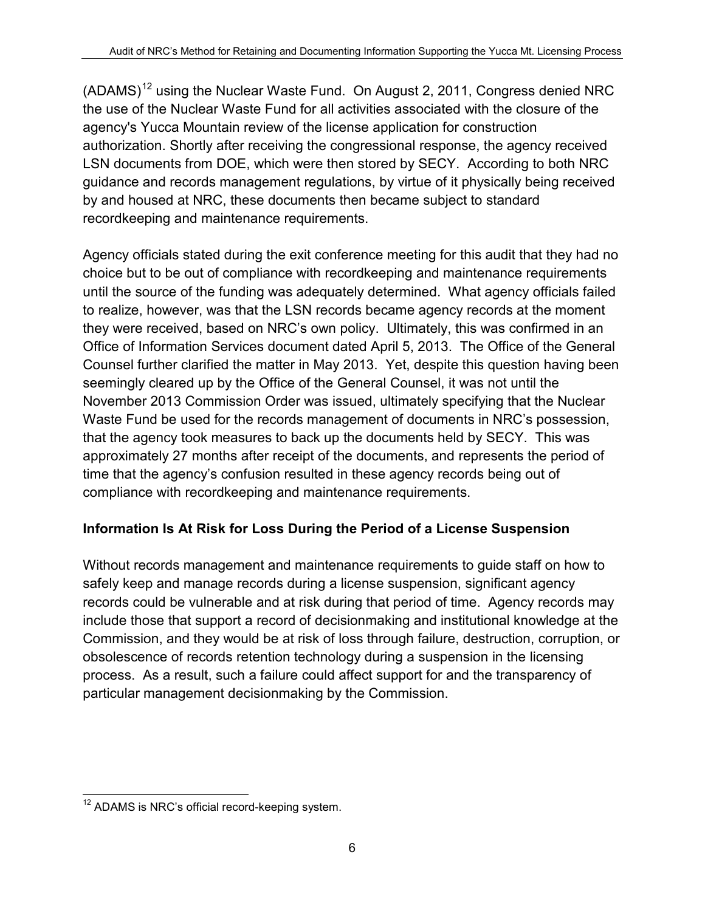(ADAMS)[12] using the Nuclear Waste Fund. On August 2, 2011, Congress denied NRC the use of the Nuclear Waste Fund for all activities associated with the closure of the agency's Yucca Mountain review of the license application for construction authorization. Shortly after receiving the congressional response, the agency received LSN documents from DOE, which were then stored by SECY. According to both NRC guidance and records management regulations, by virtue of it physically being received by and housed at NRC, these documents then became subject to standard recordkeeping and maintenance requirements.

Agency officials stated during the exit conference meeting for this audit that they had no choice but to be out of compliance with recordkeeping and maintenance requirements until the source of the funding was adequately determined. What agency officials failed to realize, however, was that the LSN records became agency records at the moment they were received, based on NRC's own policy. Ultimately, this was confirmed in an Office of Information Services document dated April 5, 2013. The Office of the General Counsel further clarified the matter in May 2013. Yet, despite this question having been seemingly cleared up by the Office of the General Counsel, it was not until the November 2013 Commission Order was issued, ultimately specifying that the Nuclear Waste Fund be used for the records management of documents in NRC's possession, that the agency took measures to back up the documents held by SECY. This was approximately 27 months after receipt of the documents, and represents the period of time that the agency's confusion resulted in these agency records being out of compliance with recordkeeping and maintenance requirements.

**Information Is At Risk for Loss During the Period of a License Suspension**

Without records management and maintenance requirements to guide staff on how to safely keep and manage records during a license suspension, significant agency records could be vulnerable and at risk during that period of time. Agency records may include those that support a record of decisionmaking and institutional knowledge at the Commission, and they would be at risk of loss through failure, destruction, corruption, or obsolescence of records retention technology during a suspension in the licensing process. As a result, such a failure could affect support for and the transparency of particular management decisionmaking by the Commission.

---

[12] ADAMS is NRC's official record-keeping system.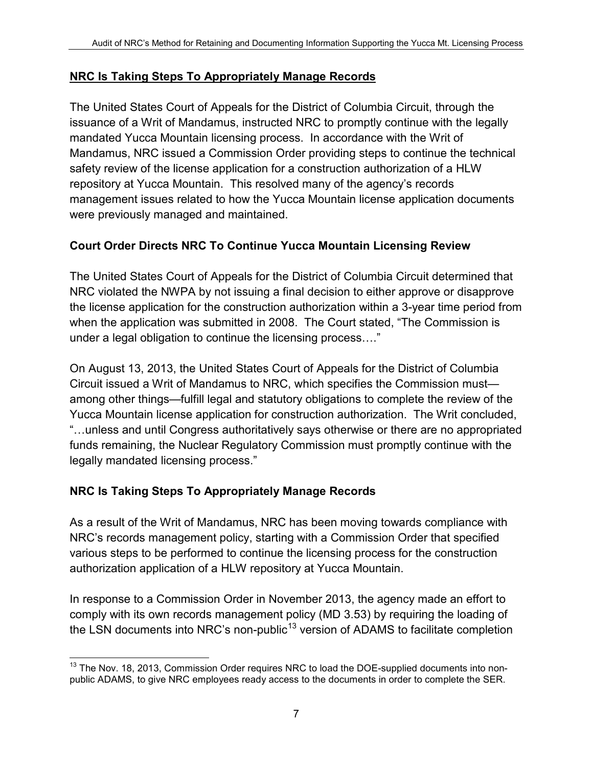## NRC Is Taking Steps To Appropriately Manage Records

The United States Court of Appeals for the District of Columbia Circuit, through the issuance of a Writ of Mandamus, instructed NRC to promptly continue with the legally mandated Yucca Mountain licensing process. In accordance with the Writ of Mandamus, NRC issued a Commission Order providing steps to continue the technical safety review of the license application for a construction authorization of a HLW repository at Yucca Mountain. This resolved many of the agency's records management issues related to how the Yucca Mountain license application documents were previously managed and maintained.

### Court Order Directs NRC To Continue Yucca Mountain Licensing Review

The United States Court of Appeals for the District of Columbia Circuit determined that NRC violated the NWPA by not issuing a final decision to either approve or disapprove the license application for the construction authorization within a 3-year time period from when the application was submitted in 2008. The Court stated, "The Commission is under a legal obligation to continue the licensing process…."

On August 13, 2013, the United States Court of Appeals for the District of Columbia Circuit issued a Writ of Mandamus to NRC, which specifies the Commission must—among other things—fulfill legal and statutory obligations to complete the review of the Yucca Mountain license application for construction authorization. The Writ concluded, "…unless and until Congress authoritatively says otherwise or there are no appropriated funds remaining, the Nuclear Regulatory Commission must promptly continue with the legally mandated licensing process."

### NRC Is Taking Steps To Appropriately Manage Records

As a result of the Writ of Mandamus, NRC has been moving towards compliance with NRC's records management policy, starting with a Commission Order that specified various steps to be performed to continue the licensing process for the construction authorization application of a HLW repository at Yucca Mountain.

In response to a Commission Order in November 2013, the agency made an effort to comply with its own records management policy (MD 3.53) by requiring the loading of the LSN documents into NRC's non-public[13] version of ADAMS to facilitate completion

---

[13] The Nov. 18, 2013, Commission Order requires NRC to load the DOE-supplied documents into non-public ADAMS, to give NRC employees ready access to the documents in order to complete the SER.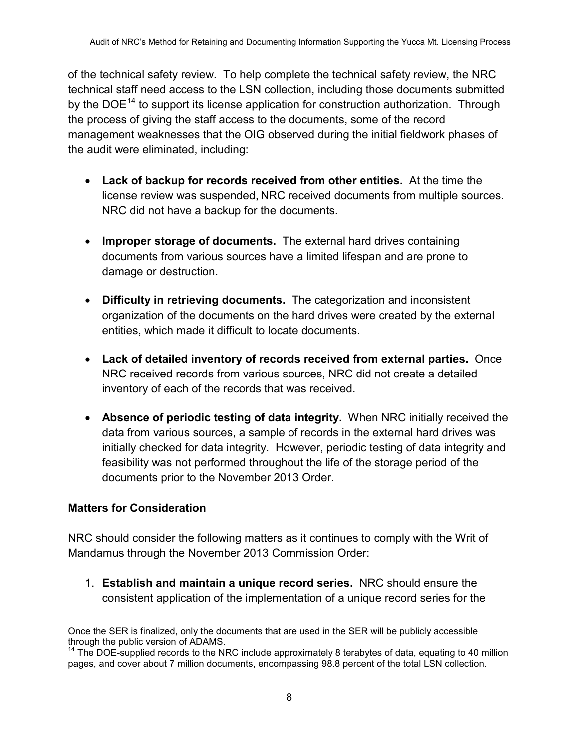of the technical safety review. To help complete the technical safety review, the NRC technical staff need access to the LSN collection, including those documents submitted by the DOE[14] to support its license application for construction authorization. Through the process of giving the staff access to the documents, some of the record management weaknesses that the OIG observed during the initial fieldwork phases of the audit were eliminated, including:

- **Lack of backup for records received from other entities.** At the time the license review was suspended, NRC received documents from multiple sources. NRC did not have a backup for the documents.
- **Improper storage of documents.** The external hard drives containing documents from various sources have a limited lifespan and are prone to damage or destruction.
- **Difficulty in retrieving documents.** The categorization and inconsistent organization of the documents on the hard drives were created by the external entities, which made it difficult to locate documents.
- **Lack of detailed inventory of records received from external parties.** Once NRC received records from various sources, NRC did not create a detailed inventory of each of the records that was received.
- **Absence of periodic testing of data integrity.** When NRC initially received the data from various sources, a sample of records in the external hard drives was initially checked for data integrity. However, periodic testing of data integrity and feasibility was not performed throughout the life of the storage period of the documents prior to the November 2013 Order.

**Matters for Consideration**

NRC should consider the following matters as it continues to comply with the Writ of Mandamus through the November 2013 Commission Order:

1. **Establish and maintain a unique record series.** NRC should ensure the consistent application of the implementation of a unique record series for the

---

Once the SER is finalized, only the documents that are used in the SER will be publicly accessible through the public version of ADAMS.

[14] The DOE-supplied records to the NRC include approximately 8 terabytes of data, equating to 40 million pages, and cover about 7 million documents, encompassing 98.8 percent of the total LSN collection.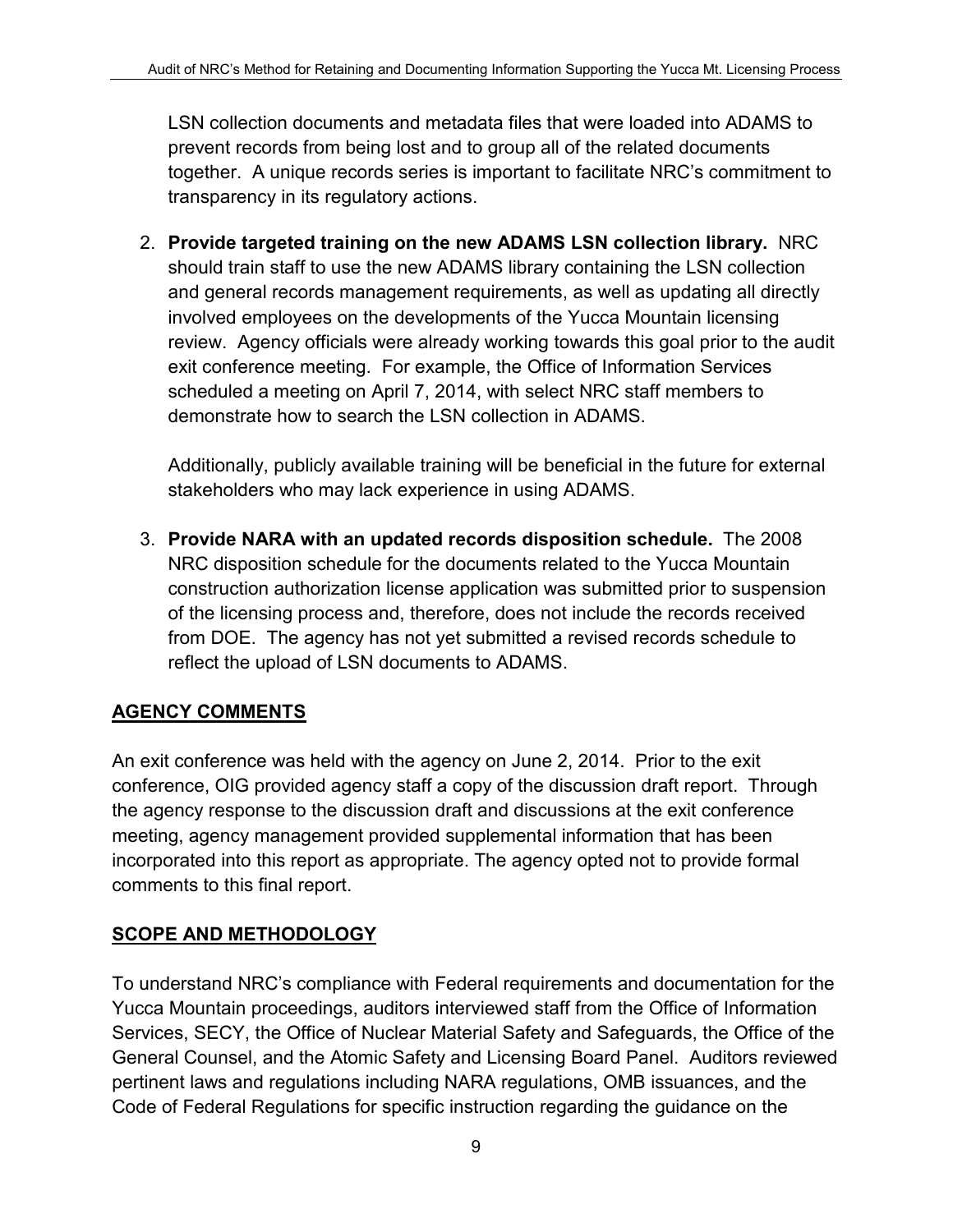LSN collection documents and metadata files that were loaded into ADAMS to prevent records from being lost and to group all of the related documents together. A unique records series is important to facilitate NRC's commitment to transparency in its regulatory actions.

2. **Provide targeted training on the new ADAMS LSN collection library.** NRC should train staff to use the new ADAMS library containing the LSN collection and general records management requirements, as well as updating all directly involved employees on the developments of the Yucca Mountain licensing review. Agency officials were already working towards this goal prior to the audit exit conference meeting. For example, the Office of Information Services scheduled a meeting on April 7, 2014, with select NRC staff members to demonstrate how to search the LSN collection in ADAMS.

   Additionally, publicly available training will be beneficial in the future for external stakeholders who may lack experience in using ADAMS.

3. **Provide NARA with an updated records disposition schedule.** The 2008 NRC disposition schedule for the documents related to the Yucca Mountain construction authorization license application was submitted prior to suspension of the licensing process and, therefore, does not include the records received from DOE. The agency has not yet submitted a revised records schedule to reflect the upload of LSN documents to ADAMS.

## AGENCY COMMENTS

An exit conference was held with the agency on June 2, 2014. Prior to the exit conference, OIG provided agency staff a copy of the discussion draft report. Through the agency response to the discussion draft and discussions at the exit conference meeting, agency management provided supplemental information that has been incorporated into this report as appropriate. The agency opted not to provide formal comments to this final report.

## SCOPE AND METHODOLOGY

To understand NRC's compliance with Federal requirements and documentation for the Yucca Mountain proceedings, auditors interviewed staff from the Office of Information Services, SECY, the Office of Nuclear Material Safety and Safeguards, the Office of the General Counsel, and the Atomic Safety and Licensing Board Panel. Auditors reviewed pertinent laws and regulations including NARA regulations, OMB issuances, and the Code of Federal Regulations for specific instruction regarding the guidance on the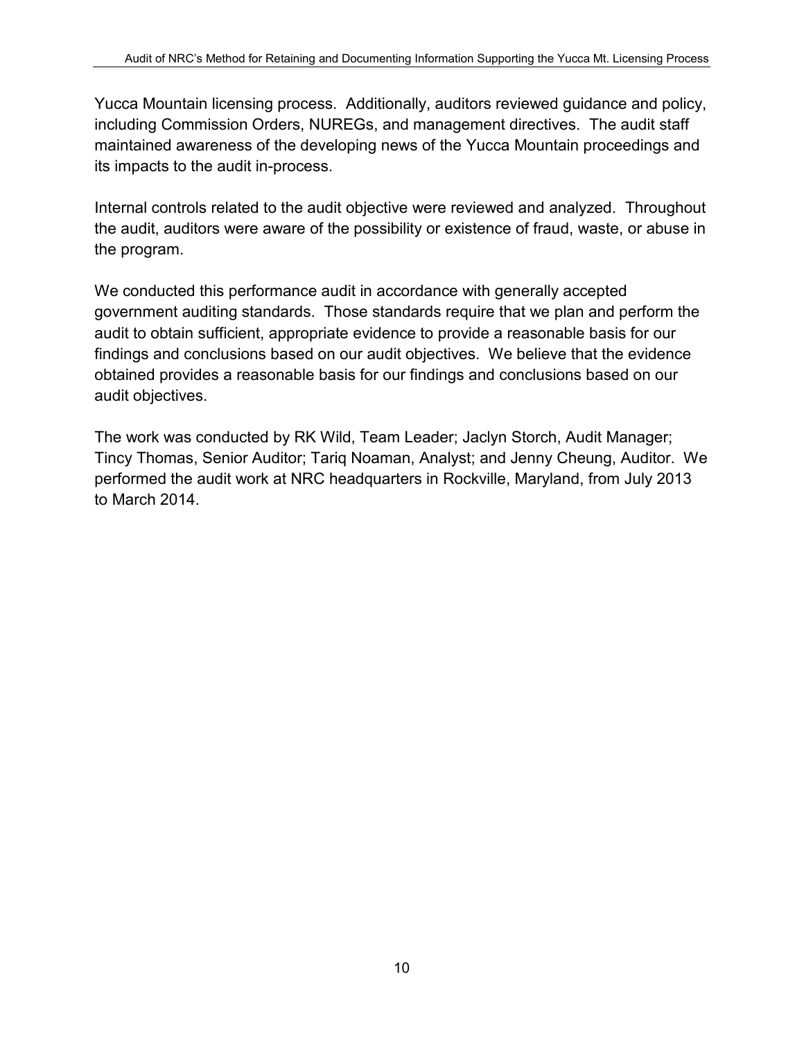Yucca Mountain licensing process. Additionally, auditors reviewed guidance and policy, including Commission Orders, NUREGs, and management directives. The audit staff maintained awareness of the developing news of the Yucca Mountain proceedings and its impacts to the audit in-process.

Internal controls related to the audit objective were reviewed and analyzed. Throughout the audit, auditors were aware of the possibility or existence of fraud, waste, or abuse in the program.

We conducted this performance audit in accordance with generally accepted government auditing standards. Those standards require that we plan and perform the audit to obtain sufficient, appropriate evidence to provide a reasonable basis for our findings and conclusions based on our audit objectives. We believe that the evidence obtained provides a reasonable basis for our findings and conclusions based on our audit objectives.

The work was conducted by RK Wild, Team Leader; Jaclyn Storch, Audit Manager; Tincy Thomas, Senior Auditor; Tariq Noaman, Analyst; and Jenny Cheung, Auditor. We performed the audit work at NRC headquarters in Rockville, Maryland, from July 2013 to March 2014.